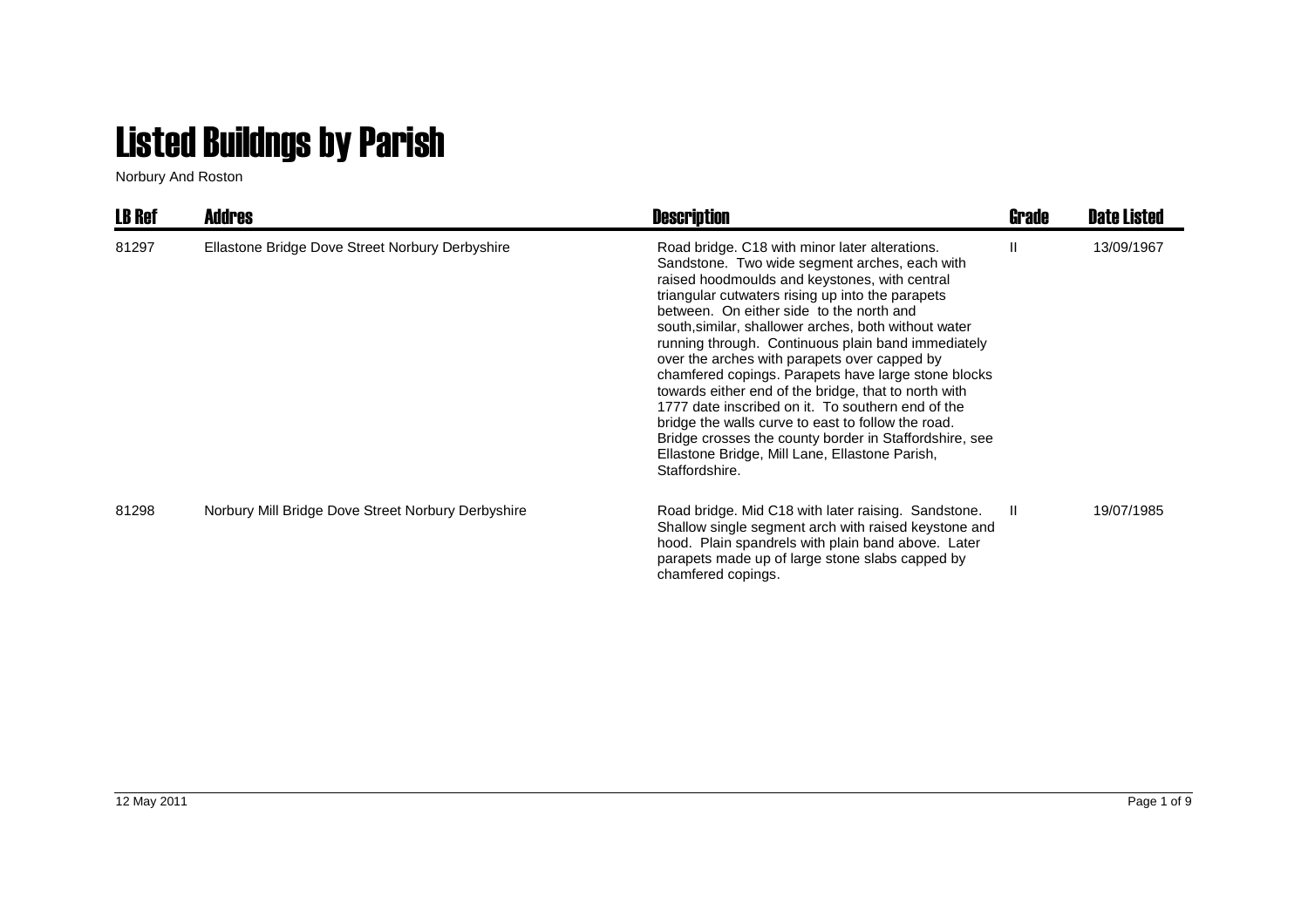# Listed Buildngs by Parish

Norbury And Roston

| LB Ref | Addres | Description | Grade | Date Listed |
|---|---|---|---|---|
| 81297 | Ellastone Bridge Dove Street Norbury Derbyshire | Road bridge. C18 with minor later alterations. Sandstone. Two wide segment arches, each with raised hoodmoulds and keystones, with central triangular cutwaters rising up into the parapets between. On either side to the north and south,similar, shallower arches, both without water running through. Continuous plain band immediately over the arches with parapets over capped by chamfered copings. Parapets have large stone blocks towards either end of the bridge, that to north with 1777 date inscribed on it. To southern end of the bridge the walls curve to east to follow the road. Bridge crosses the county border in Staffordshire, see Ellastone Bridge, Mill Lane, Ellastone Parish, Staffordshire. | II | 13/09/1967 |
| 81298 | Norbury Mill Bridge Dove Street Norbury Derbyshire | Road bridge. Mid C18 with later raising. Sandstone. Shallow single segment arch with raised keystone and hood. Plain spandrels with plain band above. Later parapets made up of large stone slabs capped by chamfered copings. | II | 19/07/1985 |

12 May 2011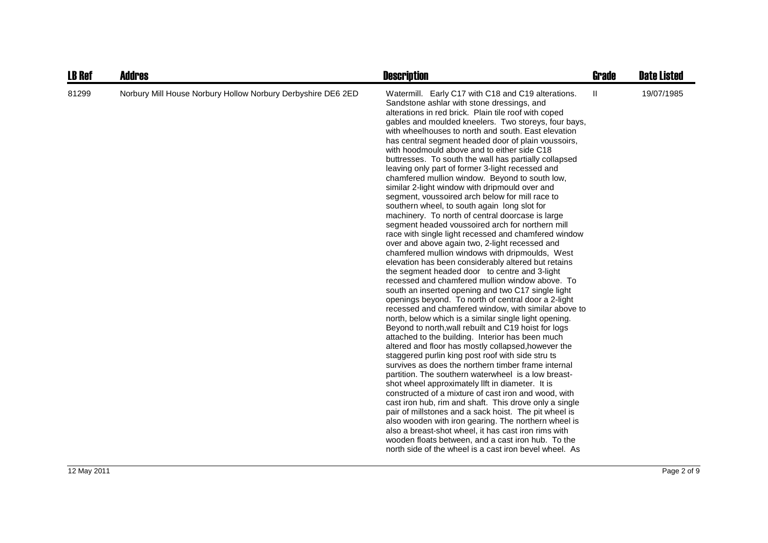| LB Ref | Addres | Description | Grade | Date Listed |
|---|---|---|---|---|
| 81299 | Norbury Mill House Norbury Hollow Norbury Derbyshire DE6 2ED | Watermill. Early C17 with C18 and C19 alterations. Sandstone ashlar with stone dressings, and alterations in red brick. Plain tile roof with coped gables and moulded kneelers. Two storeys, four bays, with wheelhouses to north and south. East elevation has central segment headed door of plain voussoirs, with hoodmould above and to either side C18 buttresses. To south the wall has partially collapsed leaving only part of former 3-light recessed and chamfered mullion window. Beyond to south low, similar 2-light window with dripmould over and segment, voussoired arch below for mill race to southern wheel, to south again long slot for machinery. To north of central doorcase is large segment headed voussoired arch for northern mill race with single light recessed and chamfered window over and above again two, 2-light recessed and chamfered mullion windows with dripmoulds, West elevation has been considerably altered but retains the segment headed door to centre and 3-light recessed and chamfered mullion window above. To south an inserted opening and two C17 single light openings beyond. To north of central door a 2-light recessed and chamfered window, with similar above to north, below which is a similar single light opening. Beyond to north,wall rebuilt and C19 hoist for logs attached to the building. Interior has been much altered and floor has mostly collapsed,however the staggered purlin king post roof with side stru ts survives as does the northern timber frame internal partition. The southern waterwheel is a low breast-shot wheel approximately llft in diameter. It is constructed of a mixture of cast iron and wood, with cast iron hub, rim and shaft. This drove only a single pair of millstones and a sack hoist. The pit wheel is also wooden with iron gearing. The northern wheel is also a breast-shot wheel, it has cast iron rims with wooden floats between, and a cast iron hub. To the north side of the wheel is a cast iron bevel wheel. As | II | 19/07/1985 |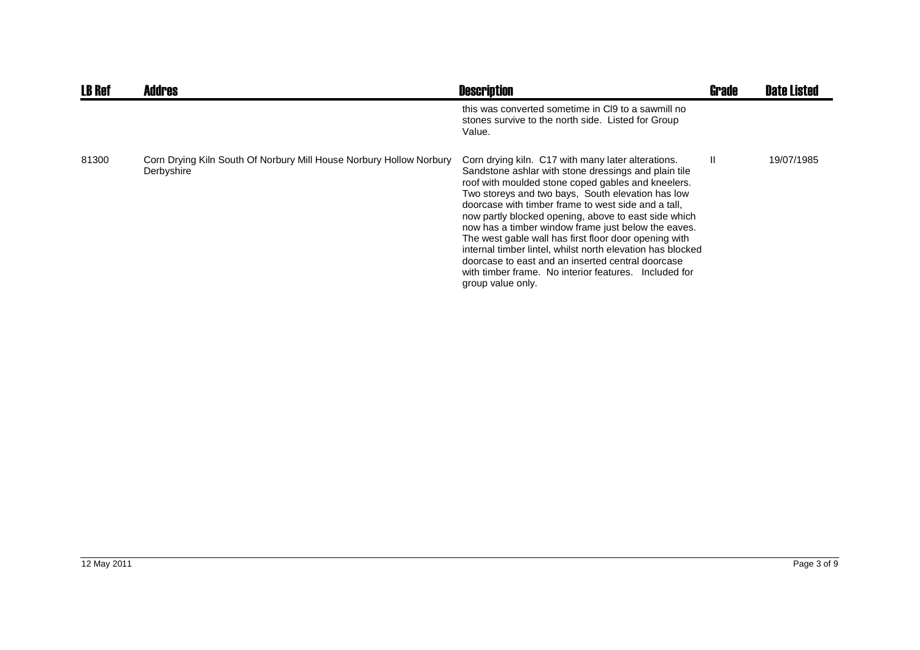| LB Ref | Addres | Description | Grade | Date Listed |
|---|---|---|---|---|
| | | this was converted sometime in Cl9 to a sawmill no stones survive to the north side. Listed for Group Value. | | |
| 81300 | Corn Drying Kiln South Of Norbury Mill House Norbury Hollow Norbury Derbyshire | Corn drying kiln. C17 with many later alterations. Sandstone ashlar with stone dressings and plain tile roof with moulded stone coped gables and kneelers. Two storeys and two bays, South elevation has low doorcase with timber frame to west side and a tall, now partly blocked opening, above to east side which now has a timber window frame just below the eaves. The west gable wall has first floor door opening with internal timber lintel, whilst north elevation has blocked doorcase to east and an inserted central doorcase with timber frame. No interior features. Included for group value only. | II | 19/07/1985 |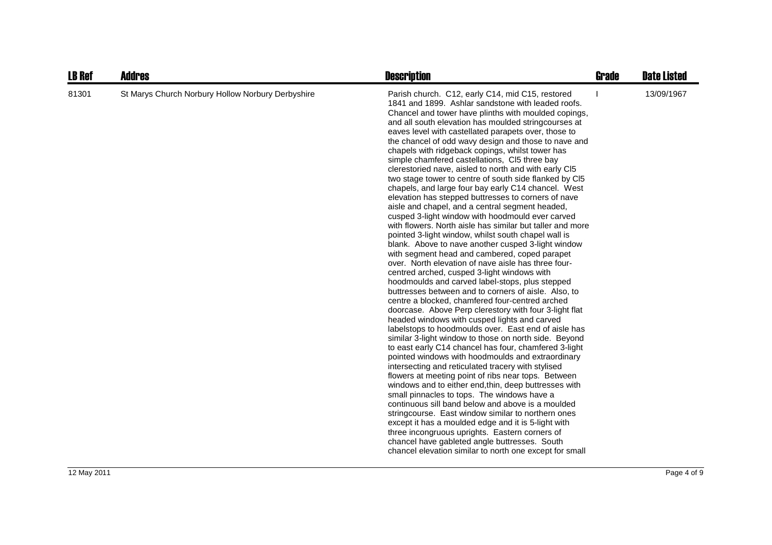| LB Ref | Addres | Description | Grade | Date Listed |
| --- | --- | --- | --- | --- |
| 81301 | St Marys Church Norbury Hollow Norbury Derbyshire | Parish church. C12, early C14, mid C15, restored 1841 and 1899. Ashlar sandstone with leaded roofs. Chancel and tower have plinths with moulded copings, and all south elevation has moulded stringcourses at eaves level with castellated parapets over, those to the chancel of odd wavy design and those to nave and chapels with ridgeback copings, whilst tower has simple chamfered castellations, Cl5 three bay clerestoried nave, aisled to north and with early Cl5 two stage tower to centre of south side flanked by Cl5 chapels, and large four bay early C14 chancel. West elevation has stepped buttresses to corners of nave aisle and chapel, and a central segment headed, cusped 3-light window with hoodmould ever carved with flowers. North aisle has similar but taller and more pointed 3-light window, whilst south chapel wall is blank. Above to nave another cusped 3-light window with segment head and cambered, coped parapet over. North elevation of nave aisle has three four-centred arched, cusped 3-light windows with hoodmoulds and carved label-stops, plus stepped buttresses between and to corners of aisle. Also, to centre a blocked, chamfered four-centred arched doorcase. Above Perp clerestory with four 3-light flat headed windows with cusped lights and carved labelstops to hoodmoulds over. East end of aisle has similar 3-light window to those on north side. Beyond to east early C14 chancel has four, chamfered 3-light pointed windows with hoodmoulds and extraordinary intersecting and reticulated tracery with stylised flowers at meeting point of ribs near tops. Between windows and to either end,thin, deep buttresses with small pinnacles to tops. The windows have a continuous sill band below and above is a moulded stringcourse. East window similar to northern ones except it has a moulded edge and it is 5-light with three incongruous uprights. Eastern corners of chancel have gableted angle buttresses. South chancel elevation similar to north one except for small | I | 13/09/1967 |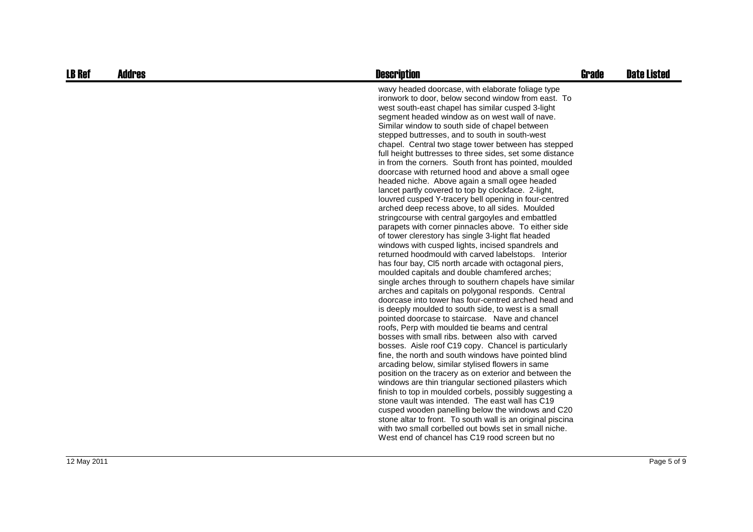| LB Ref | Addres | Description | Grade | Date Listed |
| --- | --- | --- | --- | --- |
| | | wavy headed doorcase, with elaborate foliage type ironwork to door, below second window from east. To west south-east chapel has similar cusped 3-light segment headed window as on west wall of nave. Similar window to south side of chapel between stepped buttresses, and to south in south-west chapel. Central two stage tower between has stepped full height buttresses to three sides, set some distance in from the corners. South front has pointed, moulded doorcase with returned hood and above a small ogee headed niche. Above again a small ogee headed lancet partly covered to top by clockface. 2-light, louvred cusped Y-tracery bell opening in four-centred arched deep recess above, to all sides. Moulded stringcourse with central gargoyles and embattled parapets with corner pinnacles above. To either side of tower clerestory has single 3-light flat headed windows with cusped lights, incised spandrels and returned hoodmould with carved labelstops. Interior has four bay, Cl5 north arcade with octagonal piers, moulded capitals and double chamfered arches; single arches through to southern chapels have similar arches and capitals on polygonal responds. Central doorcase into tower has four-centred arched head and is deeply moulded to south side, to west is a small pointed doorcase to staircase. Nave and chancel roofs, Perp with moulded tie beams and central bosses with small ribs. between also with carved bosses. Aisle roof C19 copy. Chancel is particularly fine, the north and south windows have pointed blind arcading below, similar stylised flowers in same position on the tracery as on exterior and between the windows are thin triangular sectioned pilasters which finish to top in moulded corbels, possibly suggesting a stone vault was intended. The east wall has C19 cusped wooden panelling below the windows and C20 stone altar to front. To south wall is an original piscina with two small corbelled out bowls set in small niche. West end of chancel has C19 rood screen but no | | |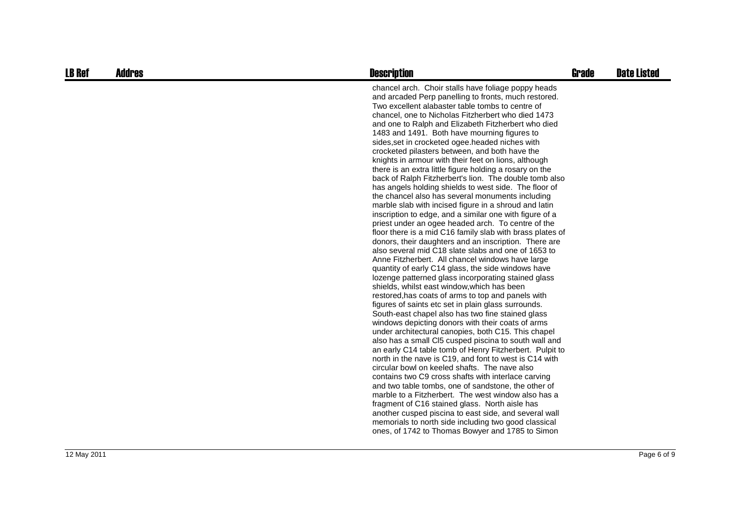| LB Ref | Addres | Description | Grade | Date Listed |
| --- | --- | --- | --- | --- |
| | | chancel arch. Choir stalls have foliage poppy heads and arcaded Perp panelling to fronts, much restored. Two excellent alabaster table tombs to centre of chancel, one to Nicholas Fitzherbert who died 1473 and one to Ralph and Elizabeth Fitzherbert who died 1483 and 1491. Both have mourning figures to sides,set in crocketed ogee.headed niches with crocketed pilasters between, and both have the knights in armour with their feet on lions, although there is an extra little figure holding a rosary on the back of Ralph Fitzherbert's lion. The double tomb also has angels holding shields to west side. The floor of the chancel also has several monuments including marble slab with incised figure in a shroud and latin inscription to edge, and a similar one with figure of a priest under an ogee headed arch. To centre of the floor there is a mid C16 family slab with brass plates of donors, their daughters and an inscription. There are also several mid C18 slate slabs and one of 1653 to Anne Fitzherbert. All chancel windows have large quantity of early C14 glass, the side windows have lozenge patterned glass incorporating stained glass shields, whilst east window,which has been restored,has coats of arms to top and panels with figures of saints etc set in plain glass surrounds. South-east chapel also has two fine stained glass windows depicting donors with their coats of arms under architectural canopies, both C15. This chapel also has a small Cl5 cusped piscina to south wall and an early C14 table tomb of Henry Fitzherbert. Pulpit to north in the nave is C19, and font to west is C14 with circular bowl on keeled shafts. The nave also contains two C9 cross shafts with interlace carving and two table tombs, one of sandstone, the other of marble to a Fitzherbert. The west window also has a fragment of C16 stained glass. North aisle has another cusped piscina to east side, and several wall memorials to north side including two good classical ones, of 1742 to Thomas Bowyer and 1785 to Simon | | |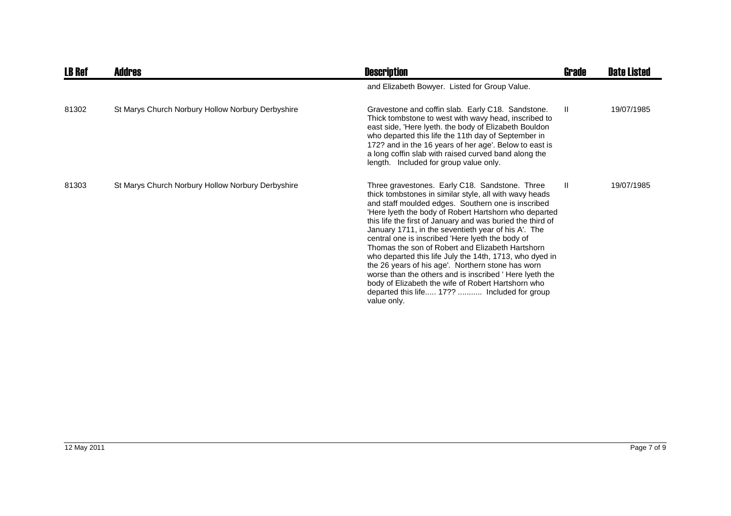| LB Ref | Addres | Description | Grade | Date Listed |
|---|---|---|---|---|
| | | and Elizabeth Bowyer. Listed for Group Value. | | |
| 81302 | St Marys Church Norbury Hollow Norbury Derbyshire | Gravestone and coffin slab. Early C18. Sandstone. Thick tombstone to west with wavy head, inscribed to east side, 'Here lyeth. the body of Elizabeth Bouldon who departed this life the 11th day of September in 172? and in the 16 years of her age'. Below to east is a long coffin slab with raised curved band along the length. Included for group value only. | II | 19/07/1985 |
| 81303 | St Marys Church Norbury Hollow Norbury Derbyshire | Three gravestones. Early C18. Sandstone. Three thick tombstones in similar style, all with wavy heads and staff moulded edges. Southern one is inscribed 'Here lyeth the body of Robert Hartshorn who departed this life the first of January and was buried the third of January 1711, in the seventieth year of his A'. The central one is inscribed 'Here lyeth the body of Thomas the son of Robert and Elizabeth Hartshorn who departed this life July the 14th, 1713, who dyed in the 26 years of his age'. Northern stone has worn worse than the others and is inscribed ' Here lyeth the body of Elizabeth the wife of Robert Hartshorn who departed this life..... 17?? ........... Included for group value only. | II | 19/07/1985 |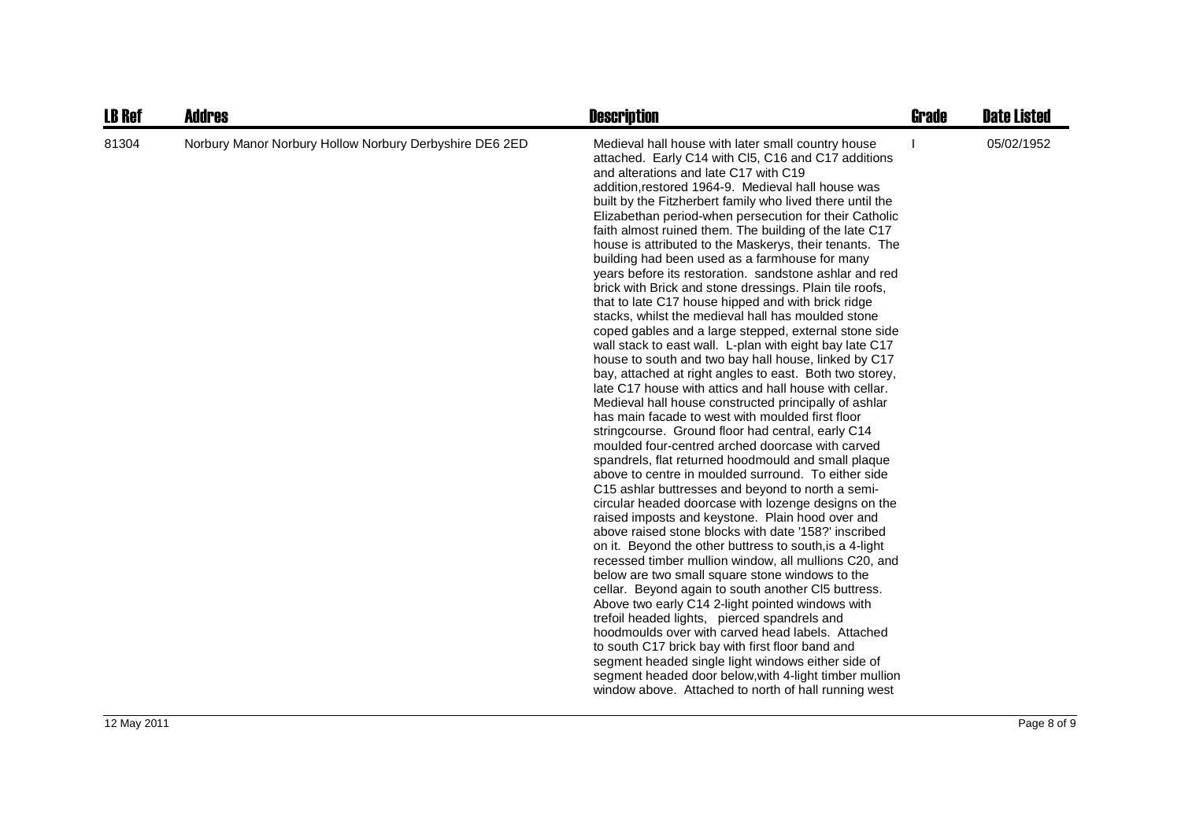| LB Ref | Addres | Description | Grade | Date Listed |
|---|---|---|---|---|
| 81304 | Norbury Manor Norbury Hollow Norbury Derbyshire DE6 2ED | Medieval hall house with later small country house attached. Early C14 with Cl5, C16 and C17 additions and alterations and late C17 with C19 addition,restored 1964-9. Medieval hall house was built by the Fitzherbert family who lived there until the Elizabethan period-when persecution for their Catholic faith almost ruined them. The building of the late C17 house is attributed to the Maskerys, their tenants. The building had been used as a farmhouse for many years before its restoration. sandstone ashlar and red brick with Brick and stone dressings. Plain tile roofs, that to late C17 house hipped and with brick ridge stacks, whilst the medieval hall has moulded stone coped gables and a large stepped, external stone side wall stack to east wall. L-plan with eight bay late C17 house to south and two bay hall house, linked by C17 bay, attached at right angles to east. Both two storey, late C17 house with attics and hall house with cellar. Medieval hall house constructed principally of ashlar has main facade to west with moulded first floor stringcourse. Ground floor had central, early C14 moulded four-centred arched doorcase with carved spandrels, flat returned hoodmould and small plaque above to centre in moulded surround. To either side C15 ashlar buttresses and beyond to north a semi-circular headed doorcase with lozenge designs on the raised imposts and keystone. Plain hood over and above raised stone blocks with date '158?' inscribed on it. Beyond the other buttress to south,is a 4-light recessed timber mullion window, all mullions C20, and below are two small square stone windows to the cellar. Beyond again to south another Cl5 buttress. Above two early C14 2-light pointed windows with trefoil headed lights, pierced spandrels and hoodmoulds over with carved head labels. Attached to south C17 brick bay with first floor band and segment headed single light windows either side of segment headed door below,with 4-light timber mullion window above. Attached to north of hall running west | I | 05/02/1952 |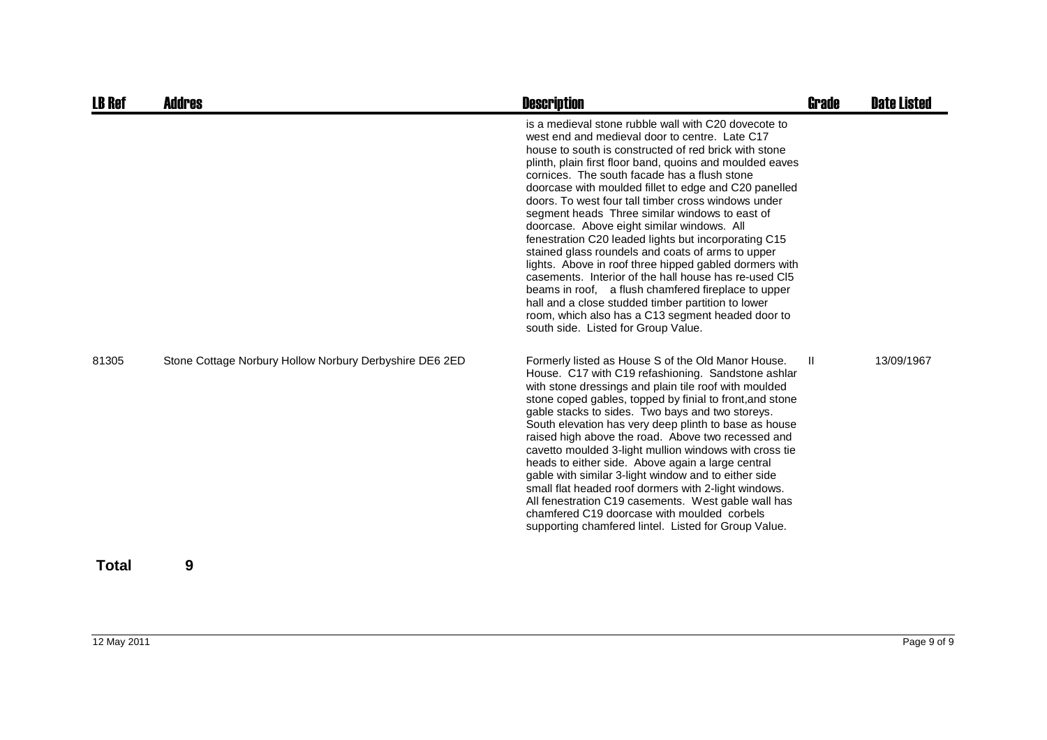| LB Ref | Addres | Description | Grade | Date Listed |
|---|---|---|---|---|
| | | is a medieval stone rubble wall with C20 dovecote to west end and medieval door to centre. Late C17 house to south is constructed of red brick with stone plinth, plain first floor band, quoins and moulded eaves cornices. The south facade has a flush stone doorcase with moulded fillet to edge and C20 panelled doors. To west four tall timber cross windows under segment heads Three similar windows to east of doorcase. Above eight similar windows. All fenestration C20 leaded lights but incorporating C15 stained glass roundels and coats of arms to upper lights. Above in roof three hipped gabled dormers with casements. Interior of the hall house has re-used Cl5 beams in roof, a flush chamfered fireplace to upper hall and a close studded timber partition to lower room, which also has a C13 segment headed door to south side. Listed for Group Value. | | |
| 81305 | Stone Cottage Norbury Hollow Norbury Derbyshire DE6 2ED | Formerly listed as House S of the Old Manor House. House. C17 with C19 refashioning. Sandstone ashlar with stone dressings and plain tile roof with moulded stone coped gables, topped by finial to front,and stone gable stacks to sides. Two bays and two storeys. South elevation has very deep plinth to base as house raised high above the road. Above two recessed and cavetto moulded 3-light mullion windows with cross tie heads to either side. Above again a large central gable with similar 3-light window and to either side small flat headed roof dormers with 2-light windows. All fenestration C19 casements. West gable wall has chamfered C19 doorcase with moulded corbels supporting chamfered lintel. Listed for Group Value. | II | 13/09/1967 |

**Total** 9

12 May 2011